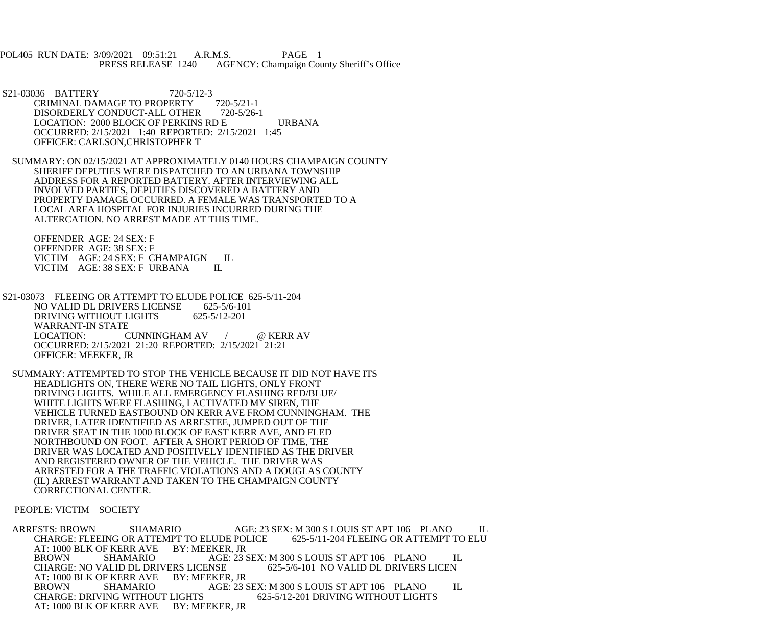POL405 RUN DATE: 3/09/2021 09:51:21 A.R.M.S. PAGE 1
PRESS RELEASE 1240 AGENCY: Champaign County Sheriff's Office

S21-03036 BATTERY 720-5/12-3
CRIMINAL DAMAGE TO PROPERTY 720-5/21-1
DISORDERLY CONDUCT-ALL OTHER 720-5/26-1
LOCATION: 2000 BLOCK OF PERKINS RD E URBANA
OCCURRED: 2/15/2021 1:40 REPORTED: 2/15/2021 1:45
OFFICER: CARLSON,CHRISTOPHER T

SUMMARY: ON 02/15/2021 AT APPROXIMATELY 0140 HOURS CHAMPAIGN COUNTY SHERIFF DEPUTIES WERE DISPATCHED TO AN URBANA TOWNSHIP ADDRESS FOR A REPORTED BATTERY. AFTER INTERVIEWING ALL INVOLVED PARTIES, DEPUTIES DISCOVERED A BATTERY AND PROPERTY DAMAGE OCCURRED. A FEMALE WAS TRANSPORTED TO A LOCAL AREA HOSPITAL FOR INJURIES INCURRED DURING THE ALTERCATION. NO ARREST MADE AT THIS TIME.

OFFENDER AGE: 24 SEX: F
OFFENDER AGE: 38 SEX: F
VICTIM AGE: 24 SEX: F CHAMPAIGN IL
VICTIM AGE: 38 SEX: F URBANA IL

S21-03073 FLEEING OR ATTEMPT TO ELUDE POLICE 625-5/11-204
NO VALID DL DRIVERS LICENSE 625-5/6-101
DRIVING WITHOUT LIGHTS 625-5/12-201
WARRANT-IN STATE
LOCATION: CUNNINGHAM AV / @ KERR AV
OCCURRED: 2/15/2021 21:20 REPORTED: 2/15/2021 21:21
OFFICER: MEEKER, JR

SUMMARY: ATTEMPTED TO STOP THE VEHICLE BECAUSE IT DID NOT HAVE ITS HEADLIGHTS ON, THERE WERE NO TAIL LIGHTS, ONLY FRONT DRIVING LIGHTS. WHILE ALL EMERGENCY FLASHING RED/BLUE/ WHITE LIGHTS WERE FLASHING, I ACTIVATED MY SIREN, THE VEHICLE TURNED EASTBOUND ON KERR AVE FROM CUNNINGHAM. THE DRIVER, LATER IDENTIFIED AS ARRESTEE, JUMPED OUT OF THE DRIVER SEAT IN THE 1000 BLOCK OF EAST KERR AVE, AND FLED NORTHBOUND ON FOOT. AFTER A SHORT PERIOD OF TIME, THE DRIVER WAS LOCATED AND POSITIVELY IDENTIFIED AS THE DRIVER AND REGISTERED OWNER OF THE VEHICLE. THE DRIVER WAS ARRESTED FOR A THE TRAFFIC VIOLATIONS AND A DOUGLAS COUNTY (IL) ARREST WARRANT AND TAKEN TO THE CHAMPAIGN COUNTY CORRECTIONAL CENTER.

PEOPLE: VICTIM SOCIETY

ARRESTS: BROWN SHAMARIO AGE: 23 SEX: M 300 S LOUIS ST APT 106 PLANO IL
CHARGE: FLEEING OR ATTEMPT TO ELUDE POLICE 625-5/11-204 FLEEING OR ATTEMPT TO ELU
AT: 1000 BLK OF KERR AVE BY: MEEKER, JR
BROWN SHAMARIO AGE: 23 SEX: M 300 S LOUIS ST APT 106 PLANO IL
CHARGE: NO VALID DL DRIVERS LICENSE 625-5/6-101 NO VALID DL DRIVERS LICEN
AT: 1000 BLK OF KERR AVE BY: MEEKER, JR
BROWN SHAMARIO AGE: 23 SEX: M 300 S LOUIS ST APT 106 PLANO IL
CHARGE: DRIVING WITHOUT LIGHTS 625-5/12-201 DRIVING WITHOUT LIGHTS
AT: 1000 BLK OF KERR AVE BY: MEEKER, JR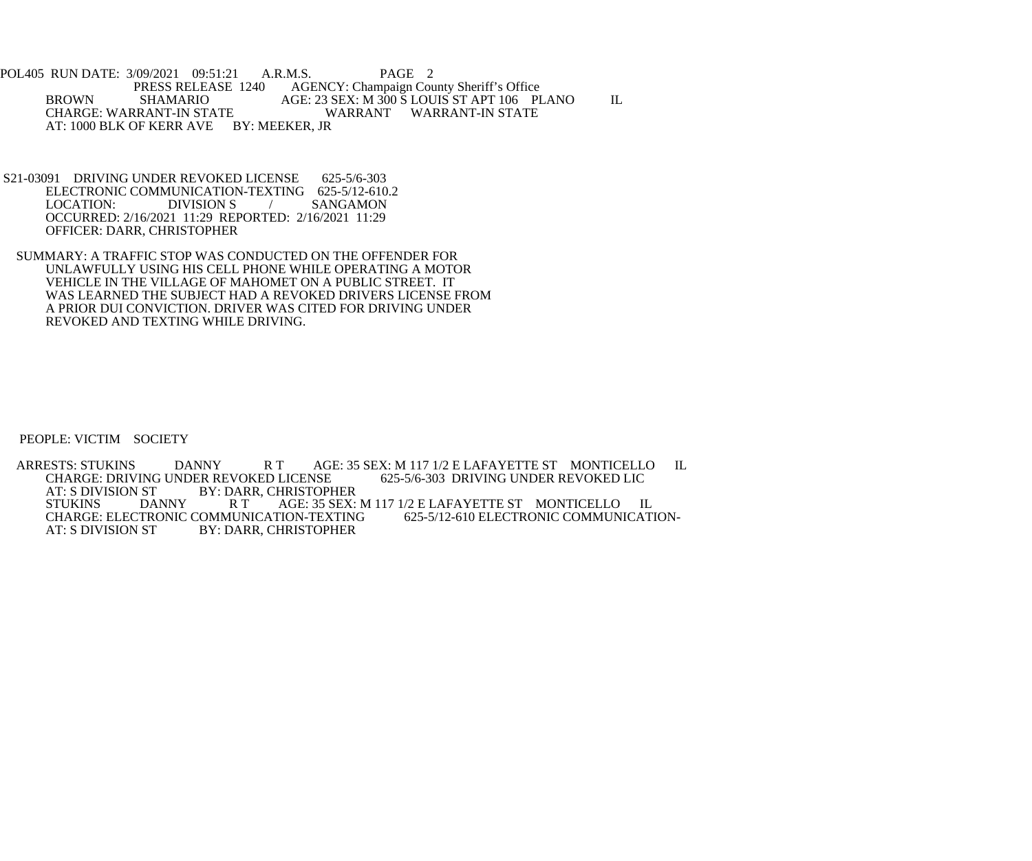POL405 RUN DATE: 3/09/2021 09:51:21 A.R.M.S. PAGE 2
PRESS RELEASE 1240 AGENCY: Champaign County Sheriff's Office
BROWN SHAMARIO AGE: 23 SEX: M 300 S LOUIS ST APT 106 PLANO IL
CHARGE: WARRANT-IN STATE WARRANT WARRANT-IN STATE
AT: 1000 BLK OF KERR AVE BY: MEEKER, JR

S21-03091 DRIVING UNDER REVOKED LICENSE 625-5/6-303
ELECTRONIC COMMUNICATION-TEXTING 625-5/12-610.2
LOCATION: DIVISION S / SANGAMON
OCCURRED: 2/16/2021 11:29 REPORTED: 2/16/2021 11:29
OFFICER: DARR, CHRISTOPHER

SUMMARY: A TRAFFIC STOP WAS CONDUCTED ON THE OFFENDER FOR UNLAWFULLY USING HIS CELL PHONE WHILE OPERATING A MOTOR VEHICLE IN THE VILLAGE OF MAHOMET ON A PUBLIC STREET. IT WAS LEARNED THE SUBJECT HAD A REVOKED DRIVERS LICENSE FROM A PRIOR DUI CONVICTION. DRIVER WAS CITED FOR DRIVING UNDER REVOKED AND TEXTING WHILE DRIVING.

PEOPLE: VICTIM SOCIETY

ARRESTS: STUKINS DANNY R T AGE: 35 SEX: M 117 1/2 E LAFAYETTE ST MONTICELLO IL
CHARGE: DRIVING UNDER REVOKED LICENSE 625-5/6-303 DRIVING UNDER REVOKED LIC
AT: S DIVISION ST BY: DARR, CHRISTOPHER
STUKINS DANNY R T AGE: 35 SEX: M 117 1/2 E LAFAYETTE ST MONTICELLO IL
CHARGE: ELECTRONIC COMMUNICATION-TEXTING 625-5/12-610 ELECTRONIC COMMUNICATION-
AT: S DIVISION ST BY: DARR, CHRISTOPHER